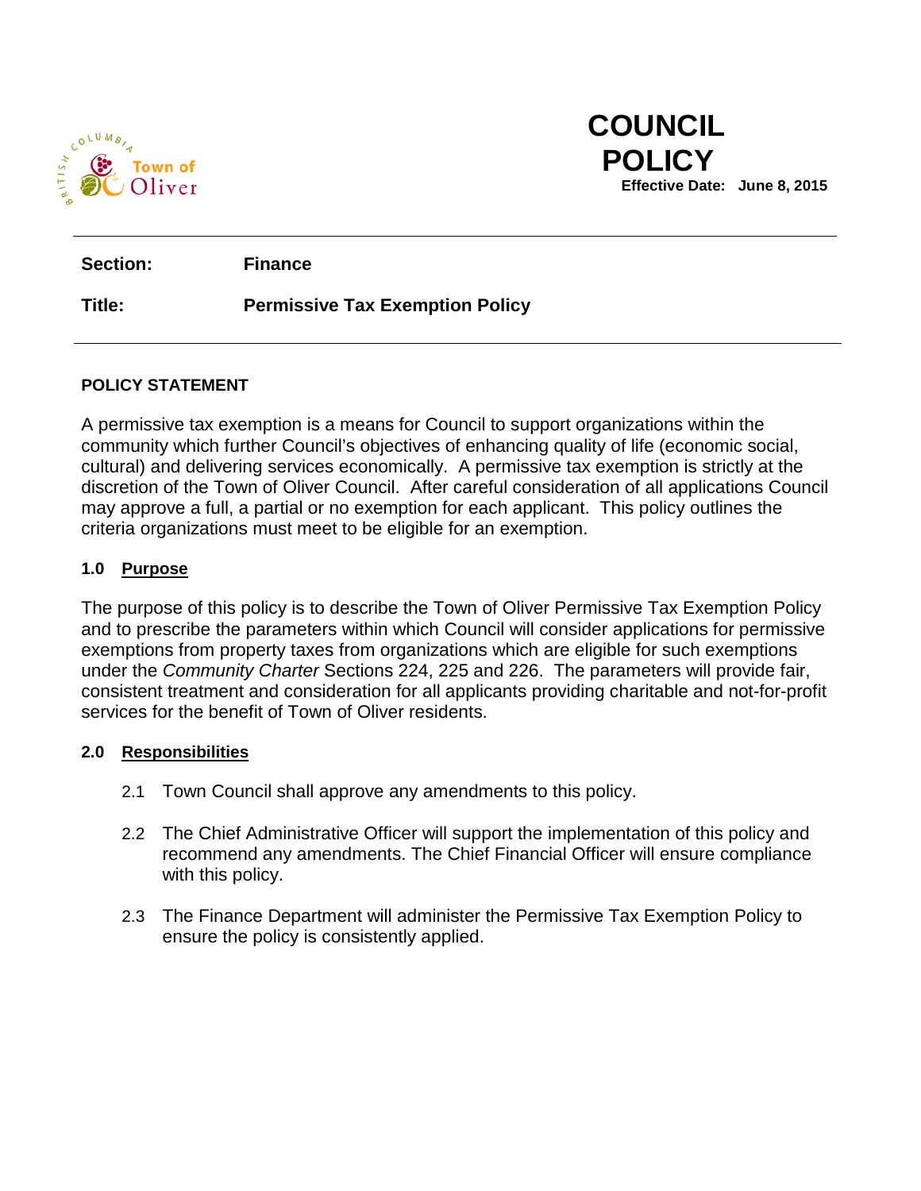Town of Oliver, British Columbia

# COUNCIL POLICY

**Effective Date: June 8, 2015**

**Section:** **Finance**

**Title:** **Permissive Tax Exemption Policy**

## POLICY STATEMENT

A permissive tax exemption is a means for Council to support organizations within the community which further Council's objectives of enhancing quality of life (economic social, cultural) and delivering services economically. A permissive tax exemption is strictly at the discretion of the Town of Oliver Council. After careful consideration of all applications Council may approve a full, a partial or no exemption for each applicant. This policy outlines the criteria organizations must meet to be eligible for an exemption.

### 1.0 Purpose

The purpose of this policy is to describe the Town of Oliver Permissive Tax Exemption Policy and to prescribe the parameters within which Council will consider applications for permissive exemptions from property taxes from organizations which are eligible for such exemptions under the *Community Charter* Sections 224, 225 and 226. The parameters will provide fair, consistent treatment and consideration for all applicants providing charitable and not-for-profit services for the benefit of Town of Oliver residents.

### 2.0 Responsibilities

2.1 Town Council shall approve any amendments to this policy.

2.2 The Chief Administrative Officer will support the implementation of this policy and recommend any amendments. The Chief Financial Officer will ensure compliance with this policy.

2.3 The Finance Department will administer the Permissive Tax Exemption Policy to ensure the policy is consistently applied.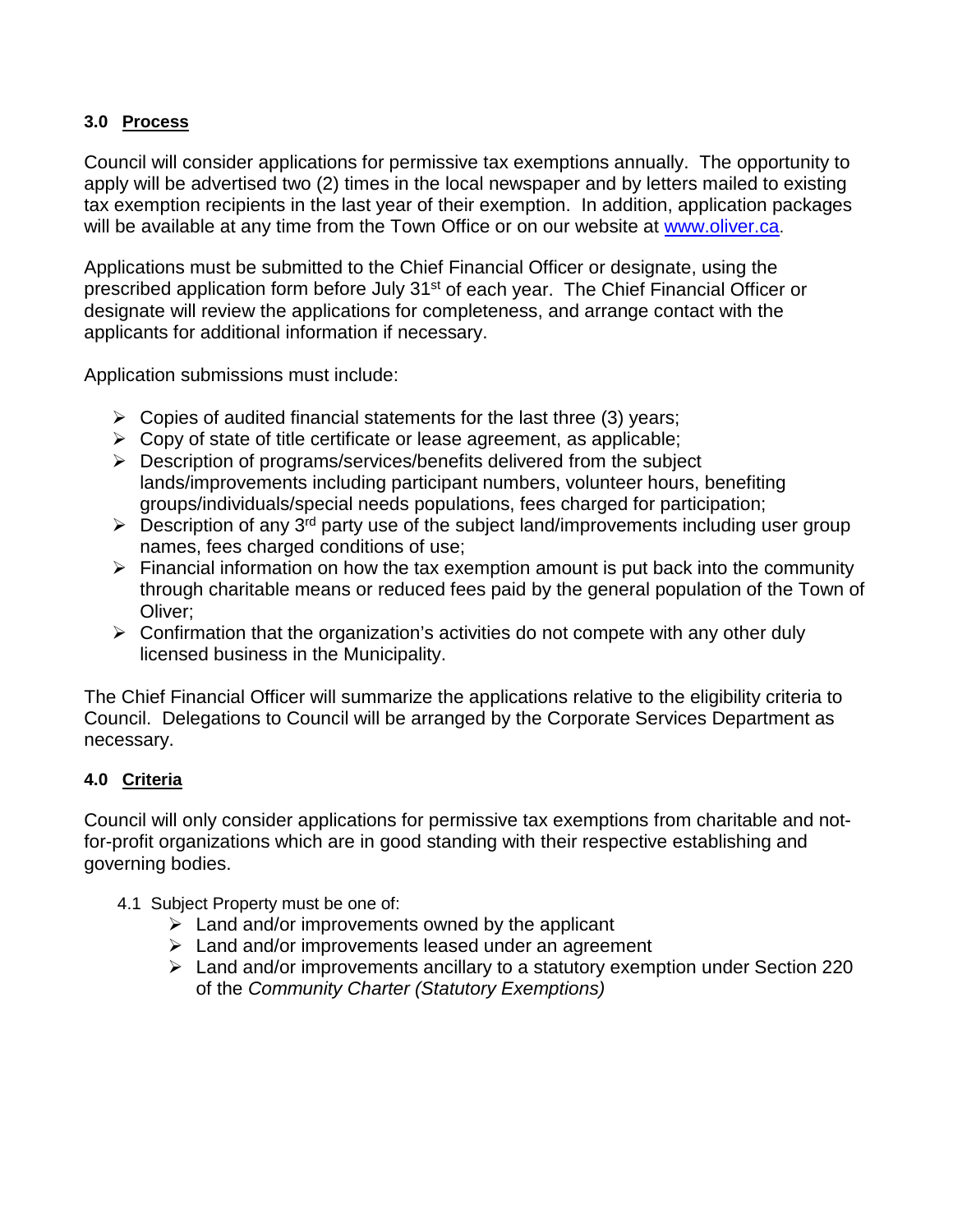### 3.0 Process

Council will consider applications for permissive tax exemptions annually. The opportunity to apply will be advertised two (2) times in the local newspaper and by letters mailed to existing tax exemption recipients in the last year of their exemption. In addition, application packages will be available at any time from the Town Office or on our website at www.oliver.ca.

Applications must be submitted to the Chief Financial Officer or designate, using the prescribed application form before July 31st of each year. The Chief Financial Officer or designate will review the applications for completeness, and arrange contact with the applicants for additional information if necessary.

Application submissions must include:

- Copies of audited financial statements for the last three (3) years;
- Copy of state of title certificate or lease agreement, as applicable;
- Description of programs/services/benefits delivered from the subject lands/improvements including participant numbers, volunteer hours, benefiting groups/individuals/special needs populations, fees charged for participation;
- Description of any 3rd party use of the subject land/improvements including user group names, fees charged conditions of use;
- Financial information on how the tax exemption amount is put back into the community through charitable means or reduced fees paid by the general population of the Town of Oliver;
- Confirmation that the organization's activities do not compete with any other duly licensed business in the Municipality.

The Chief Financial Officer will summarize the applications relative to the eligibility criteria to Council. Delegations to Council will be arranged by the Corporate Services Department as necessary.

### 4.0 Criteria

Council will only consider applications for permissive tax exemptions from charitable and not-for-profit organizations which are in good standing with their respective establishing and governing bodies.

4.1 Subject Property must be one of:

- Land and/or improvements owned by the applicant
- Land and/or improvements leased under an agreement
- Land and/or improvements ancillary to a statutory exemption under Section 220 of the *Community Charter (Statutory Exemptions)*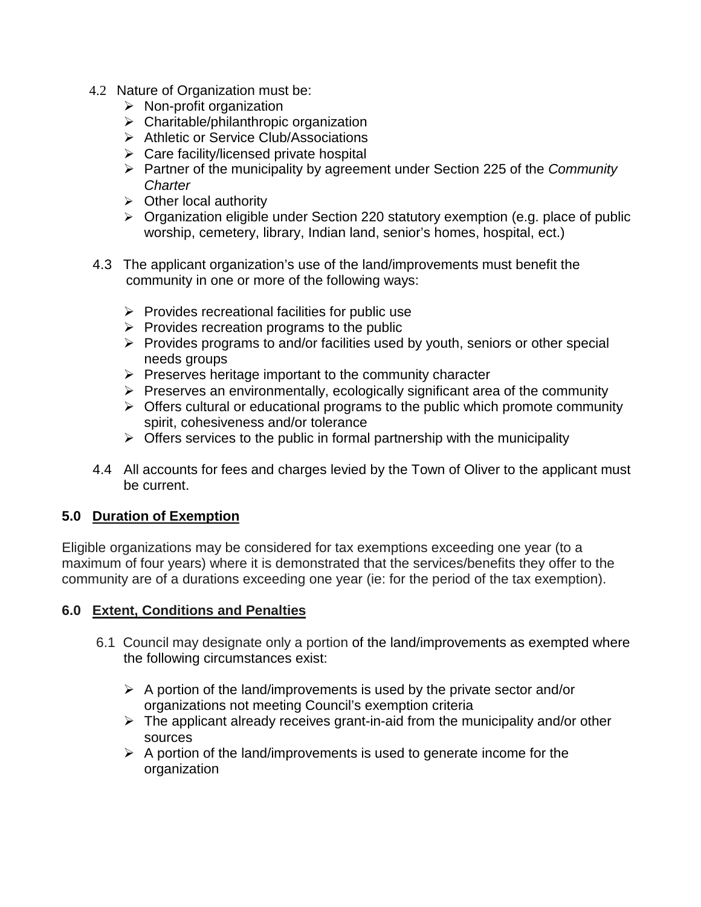4.2 Nature of Organization must be:

- Non-profit organization
- Charitable/philanthropic organization
- Athletic or Service Club/Associations
- Care facility/licensed private hospital
- Partner of the municipality by agreement under Section 225 of the *Community Charter*
- Other local authority
- Organization eligible under Section 220 statutory exemption (e.g. place of public worship, cemetery, library, Indian land, senior's homes, hospital, ect.)

4.3 The applicant organization's use of the land/improvements must benefit the community in one or more of the following ways:

- Provides recreational facilities for public use
- Provides recreation programs to the public
- Provides programs to and/or facilities used by youth, seniors or other special needs groups
- Preserves heritage important to the community character
- Preserves an environmentally, ecologically significant area of the community
- Offers cultural or educational programs to the public which promote community spirit, cohesiveness and/or tolerance
- Offers services to the public in formal partnership with the municipality

4.4 All accounts for fees and charges levied by the Town of Oliver to the applicant must be current.

## 5.0 Duration of Exemption

Eligible organizations may be considered for tax exemptions exceeding one year (to a maximum of four years) where it is demonstrated that the services/benefits they offer to the community are of a durations exceeding one year (ie: for the period of the tax exemption).

## 6.0 Extent, Conditions and Penalties

6.1 Council may designate only a portion of the land/improvements as exempted where the following circumstances exist:

- A portion of the land/improvements is used by the private sector and/or organizations not meeting Council's exemption criteria
- The applicant already receives grant-in-aid from the municipality and/or other sources
- A portion of the land/improvements is used to generate income for the organization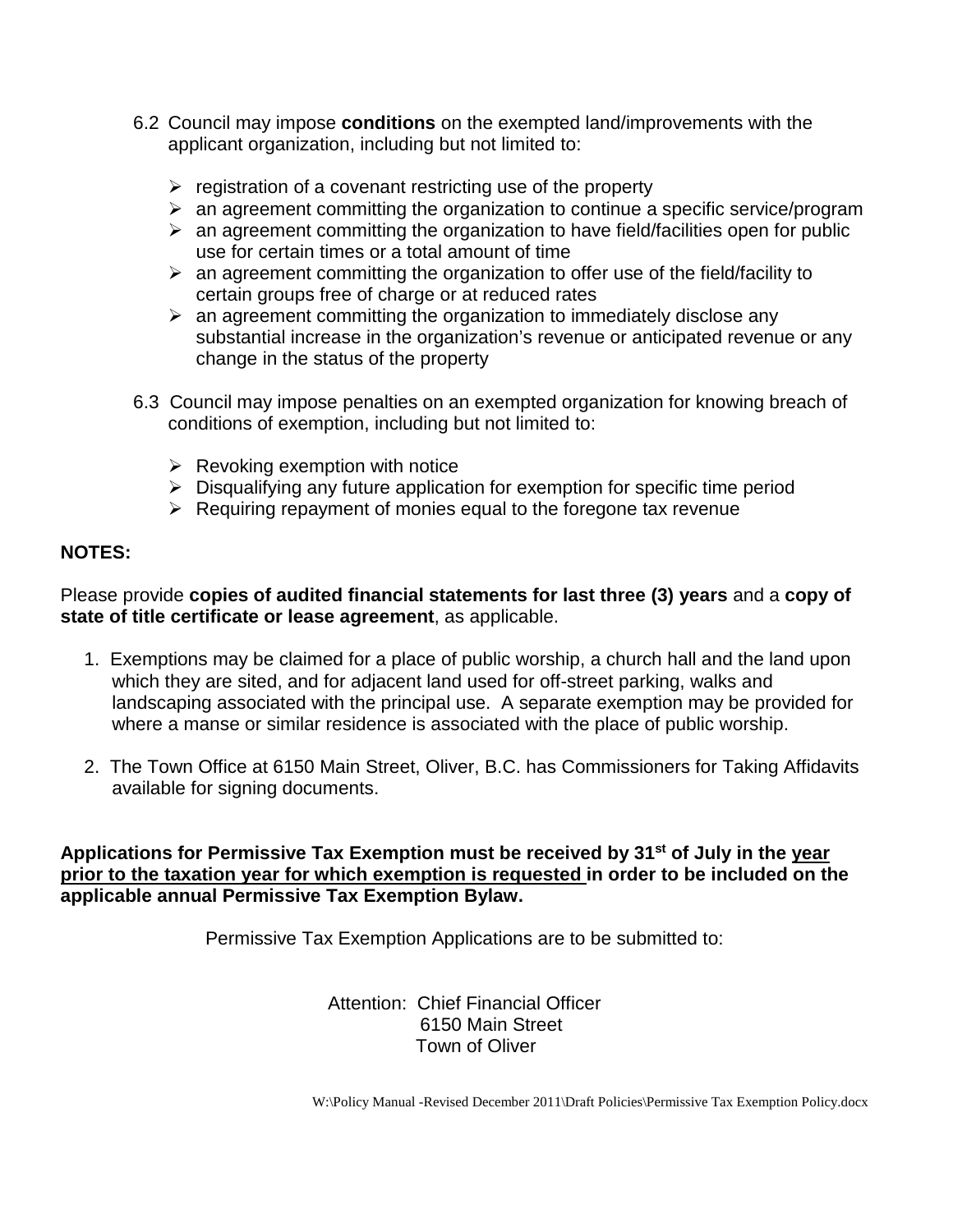6.2 Council may impose **conditions** on the exempted land/improvements with the applicant organization, including but not limited to:

- registration of a covenant restricting use of the property
- an agreement committing the organization to continue a specific service/program
- an agreement committing the organization to have field/facilities open for public use for certain times or a total amount of time
- an agreement committing the organization to offer use of the field/facility to certain groups free of charge or at reduced rates
- an agreement committing the organization to immediately disclose any substantial increase in the organization's revenue or anticipated revenue or any change in the status of the property

6.3 Council may impose penalties on an exempted organization for knowing breach of conditions of exemption, including but not limited to:

- Revoking exemption with notice
- Disqualifying any future application for exemption for specific time period
- Requiring repayment of monies equal to the foregone tax revenue

**NOTES:**

Please provide **copies of audited financial statements for last three (3) years** and a **copy of state of title certificate or lease agreement**, as applicable.

1. Exemptions may be claimed for a place of public worship, a church hall and the land upon which they are sited, and for adjacent land used for off-street parking, walks and landscaping associated with the principal use. A separate exemption may be provided for where a manse or similar residence is associated with the place of public worship.

2. The Town Office at 6150 Main Street, Oliver, B.C. has Commissioners for Taking Affidavits available for signing documents.

**Applications for Permissive Tax Exemption must be received by 31st of July in the <u>year prior to the taxation year for which exemption is requested</u> in order to be included on the applicable annual Permissive Tax Exemption Bylaw.**

Permissive Tax Exemption Applications are to be submitted to:

Attention: Chief Financial Officer
6150 Main Street
Town of Oliver

W:\Policy Manual -Revised December 2011\Draft Policies\Permissive Tax Exemption Policy.docx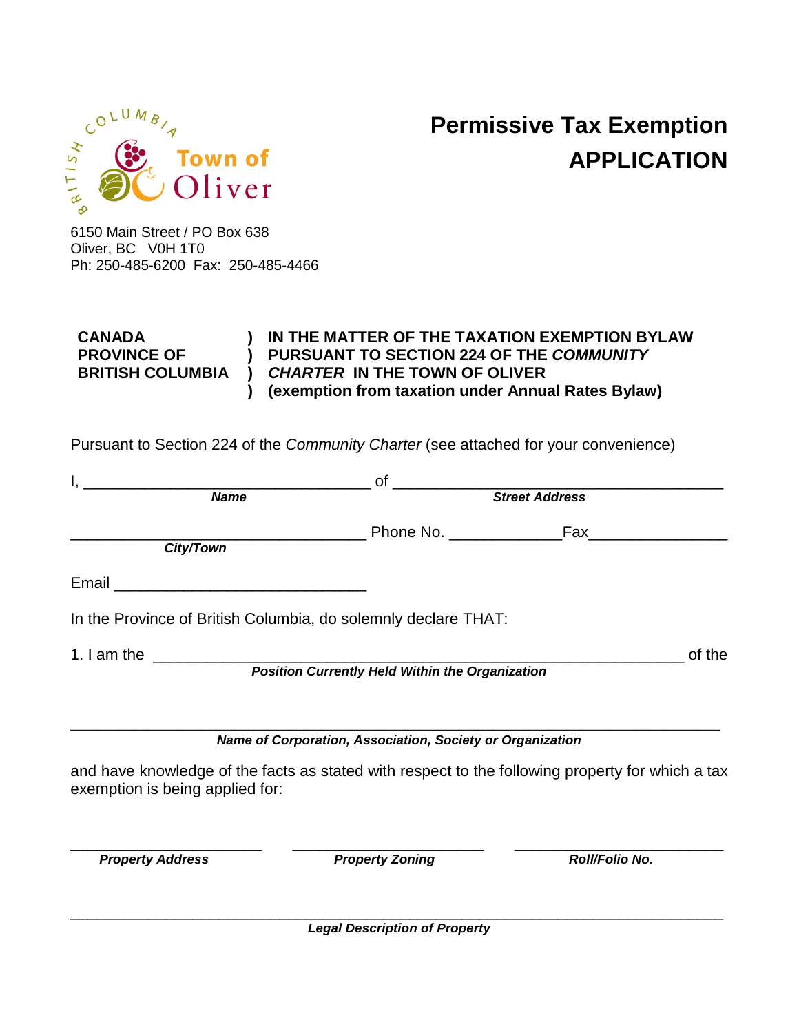Town of Oliver

# Permissive Tax Exemption APPLICATION

6150 Main Street / PO Box 638
Oliver, BC V0H 1T0
Ph: 250-485-6200 Fax: 250-485-4466

**CANADA** ) **IN THE MATTER OF THE TAXATION EXEMPTION BYLAW**
**PROVINCE OF** ) **PURSUANT TO SECTION 224 OF THE *COMMUNITY***
**BRITISH COLUMBIA** ) ***CHARTER* IN THE TOWN OF OLIVER**
) **(exemption from taxation under Annual Rates Bylaw)**

Pursuant to Section 224 of the *Community Charter* (see attached for your convenience)

I, ________________________________ of ______________________________________
***Name*** ***Street Address***

__________________________________ Phone No. ____________ Fax________________
***City/Town***

Email ____________________________

In the Province of British Columbia, do solemnly declare THAT:

1. I am the ____________________________________________________________ of the
***Position Currently Held Within the Organization***

__________________________________________________________________________
***Name of Corporation, Association, Society or Organization***

and have knowledge of the facts as stated with respect to the following property for which a tax exemption is being applied for:

______________________ ______________________ ________________________
***Property Address*** ***Property Zoning*** ***Roll/Folio No.***

__________________________________________________________________________
***Legal Description of Property***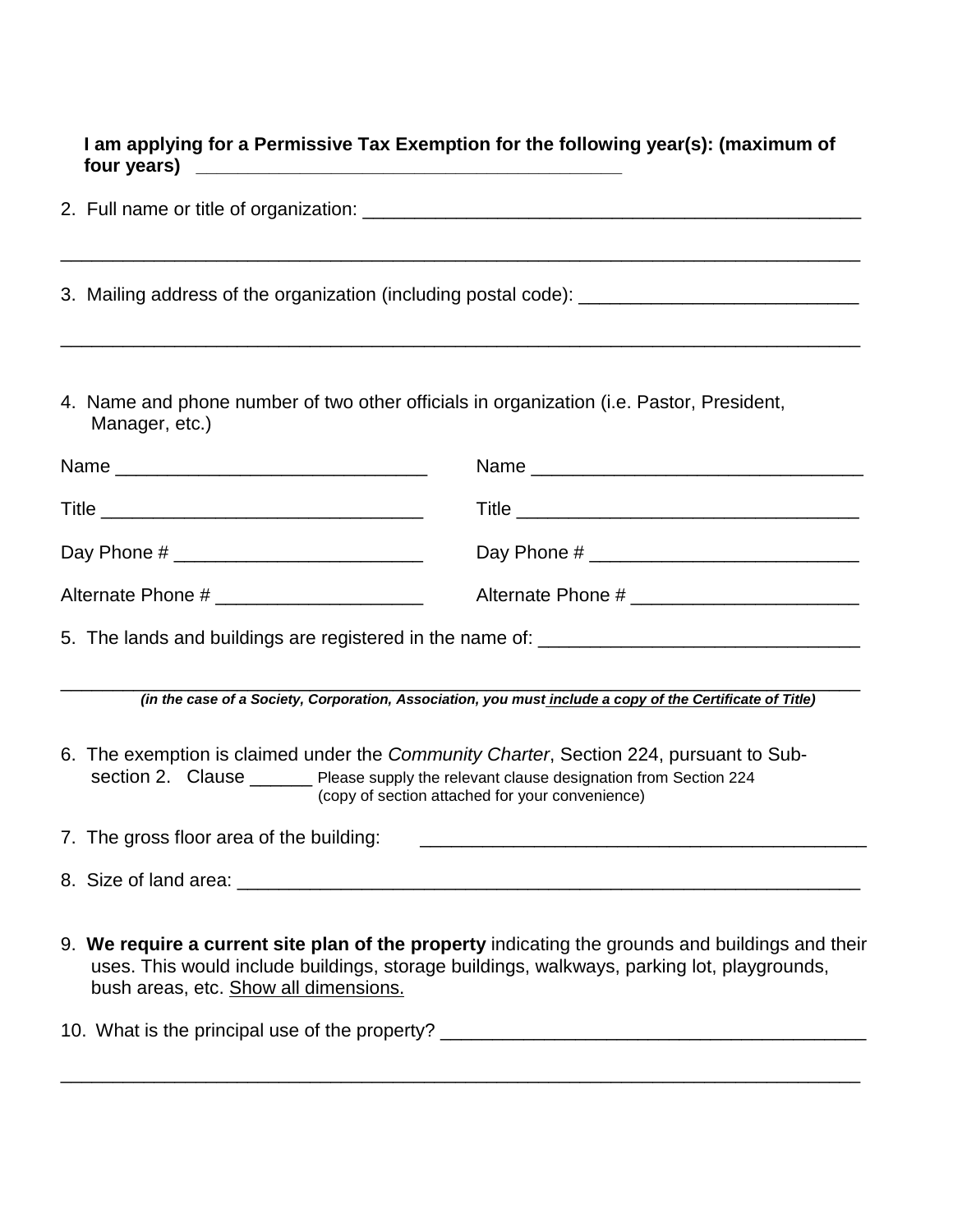**I am applying for a Permissive Tax Exemption for the following year(s): (maximum of four years) \_\_\_\_\_\_\_\_\_\_\_\_\_\_\_\_\_\_\_\_\_\_\_\_\_\_\_\_\_\_\_\_\_\_\_\_\_\_\_\_**

2. Full name or title of organization: \_\_\_\_\_\_\_\_\_\_\_\_\_\_\_\_\_\_\_\_\_\_\_\_\_\_\_\_\_\_\_\_\_\_\_\_\_\_\_\_\_\_\_\_\_\_

\_\_\_\_\_\_\_\_\_\_\_\_\_\_\_\_\_\_\_\_\_\_\_\_\_\_\_\_\_\_\_\_\_\_\_\_\_\_\_\_\_\_\_\_\_\_\_\_\_\_\_\_\_\_\_\_\_\_\_\_\_\_\_\_\_\_\_\_\_\_\_\_\_\_

3. Mailing address of the organization (including postal code): \_\_\_\_\_\_\_\_\_\_\_\_\_\_\_\_\_\_\_\_\_\_\_\_\_\_

\_\_\_\_\_\_\_\_\_\_\_\_\_\_\_\_\_\_\_\_\_\_\_\_\_\_\_\_\_\_\_\_\_\_\_\_\_\_\_\_\_\_\_\_\_\_\_\_\_\_\_\_\_\_\_\_\_\_\_\_\_\_\_\_\_\_\_\_\_\_\_\_\_\_

4. Name and phone number of two other officials in organization (i.e. Pastor, President, Manager, etc.)

Name \_\_\_\_\_\_\_\_\_\_\_\_\_\_\_\_\_\_\_\_\_\_\_\_\_\_\_\_\_\_ Name \_\_\_\_\_\_\_\_\_\_\_\_\_\_\_\_\_\_\_\_\_\_\_\_\_\_\_\_\_\_\_\_

Title \_\_\_\_\_\_\_\_\_\_\_\_\_\_\_\_\_\_\_\_\_\_\_\_\_\_\_\_\_\_ Title \_\_\_\_\_\_\_\_\_\_\_\_\_\_\_\_\_\_\_\_\_\_\_\_\_\_\_\_\_\_\_\_

Day Phone # \_\_\_\_\_\_\_\_\_\_\_\_\_\_\_\_\_\_\_\_\_\_\_\_ Day Phone # \_\_\_\_\_\_\_\_\_\_\_\_\_\_\_\_\_\_\_\_\_\_\_\_\_

Alternate Phone # \_\_\_\_\_\_\_\_\_\_\_\_\_\_\_\_\_\_\_ Alternate Phone # \_\_\_\_\_\_\_\_\_\_\_\_\_\_\_\_\_\_\_\_\_

5. The lands and buildings are registered in the name of: \_\_\_\_\_\_\_\_\_\_\_\_\_\_\_\_\_\_\_\_\_\_\_\_\_\_\_\_\_\_

\_\_\_\_\_\_\_\_\_\_\_\_\_\_\_\_\_\_\_\_\_\_\_\_\_\_\_\_\_\_\_\_\_\_\_\_\_\_\_\_\_\_\_\_\_\_\_\_\_\_\_\_\_\_\_\_\_\_\_\_\_\_\_\_\_\_\_\_\_\_\_\_\_\_

***(in the case of a Society, Corporation, Association, you must include a copy of the Certificate of Title)***

6. The exemption is claimed under the *Community Charter*, Section 224, pursuant to Sub-section 2. Clause \_\_\_\_\_\_ Please supply the relevant clause designation from Section 224 (copy of section attached for your convenience)

7. The gross floor area of the building: \_\_\_\_\_\_\_\_\_\_\_\_\_\_\_\_\_\_\_\_\_\_\_\_\_\_\_\_\_\_\_\_\_\_\_\_\_\_\_\_\_\_

8. Size of land area: \_\_\_\_\_\_\_\_\_\_\_\_\_\_\_\_\_\_\_\_\_\_\_\_\_\_\_\_\_\_\_\_\_\_\_\_\_\_\_\_\_\_\_\_\_\_\_\_\_\_\_\_\_\_\_\_\_\_\_\_

9. **We require a current site plan of the property** indicating the grounds and buildings and their uses. This would include buildings, storage buildings, walkways, parking lot, playgrounds, bush areas, etc. Show all dimensions.

10. What is the principal use of the property? \_\_\_\_\_\_\_\_\_\_\_\_\_\_\_\_\_\_\_\_\_\_\_\_\_\_\_\_\_\_\_\_\_\_\_\_\_\_\_\_\_

\_\_\_\_\_\_\_\_\_\_\_\_\_\_\_\_\_\_\_\_\_\_\_\_\_\_\_\_\_\_\_\_\_\_\_\_\_\_\_\_\_\_\_\_\_\_\_\_\_\_\_\_\_\_\_\_\_\_\_\_\_\_\_\_\_\_\_\_\_\_\_\_\_\_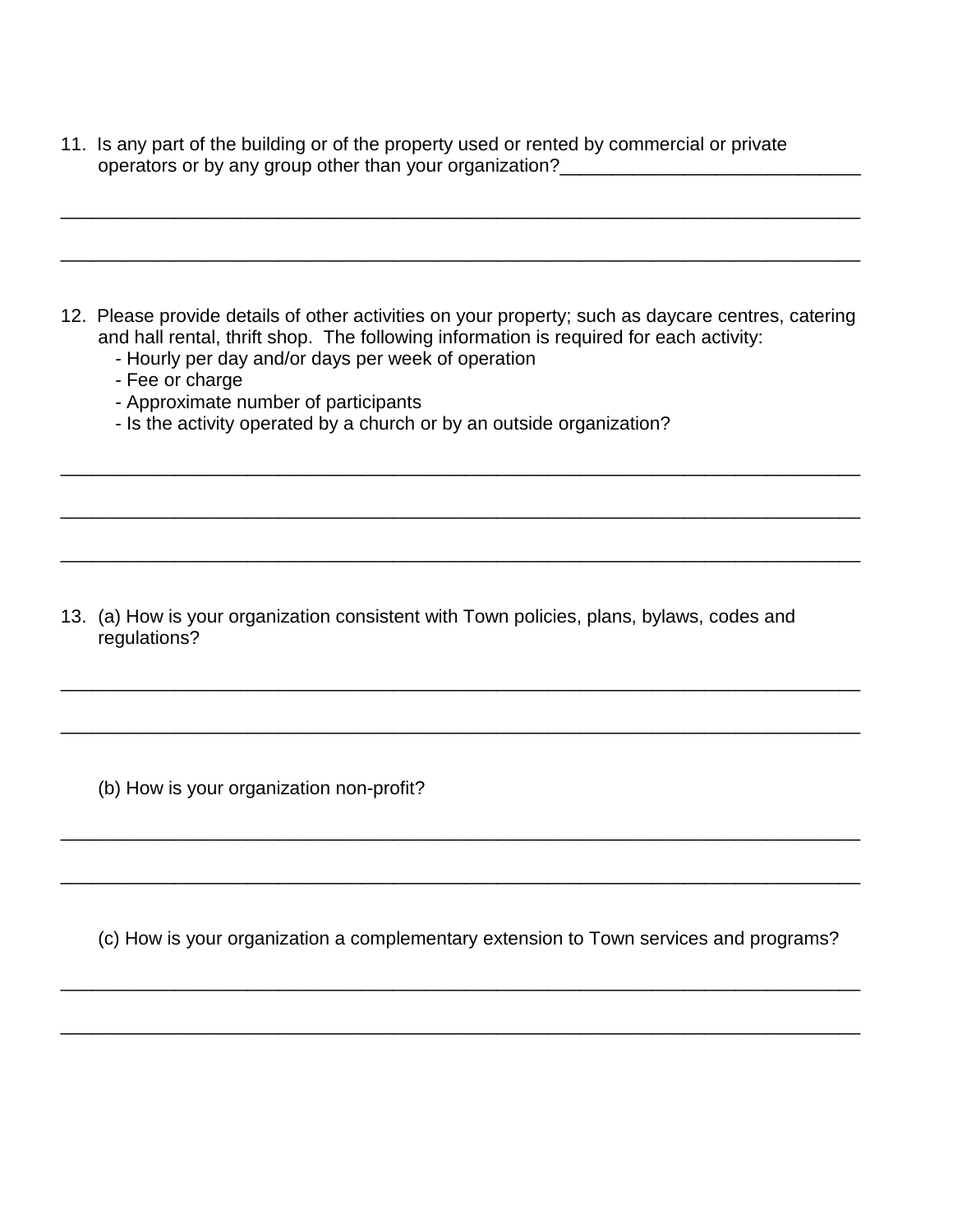11. Is any part of the building or of the property used or rented by commercial or private operators or by any group other than your organization?_____________________________

_____________________________________________________________________________

_____________________________________________________________________________

12. Please provide details of other activities on your property; such as daycare centres, catering and hall rental, thrift shop. The following information is required for each activity:
    - Hourly per day and/or days per week of operation
    - Fee or charge
    - Approximate number of participants
    - Is the activity operated by a church or by an outside organization?

_____________________________________________________________________________

_____________________________________________________________________________

_____________________________________________________________________________

13. (a) How is your organization consistent with Town policies, plans, bylaws, codes and regulations?

_____________________________________________________________________________

_____________________________________________________________________________

(b) How is your organization non-profit?

_____________________________________________________________________________

_____________________________________________________________________________

(c) How is your organization a complementary extension to Town services and programs?

_____________________________________________________________________________

_____________________________________________________________________________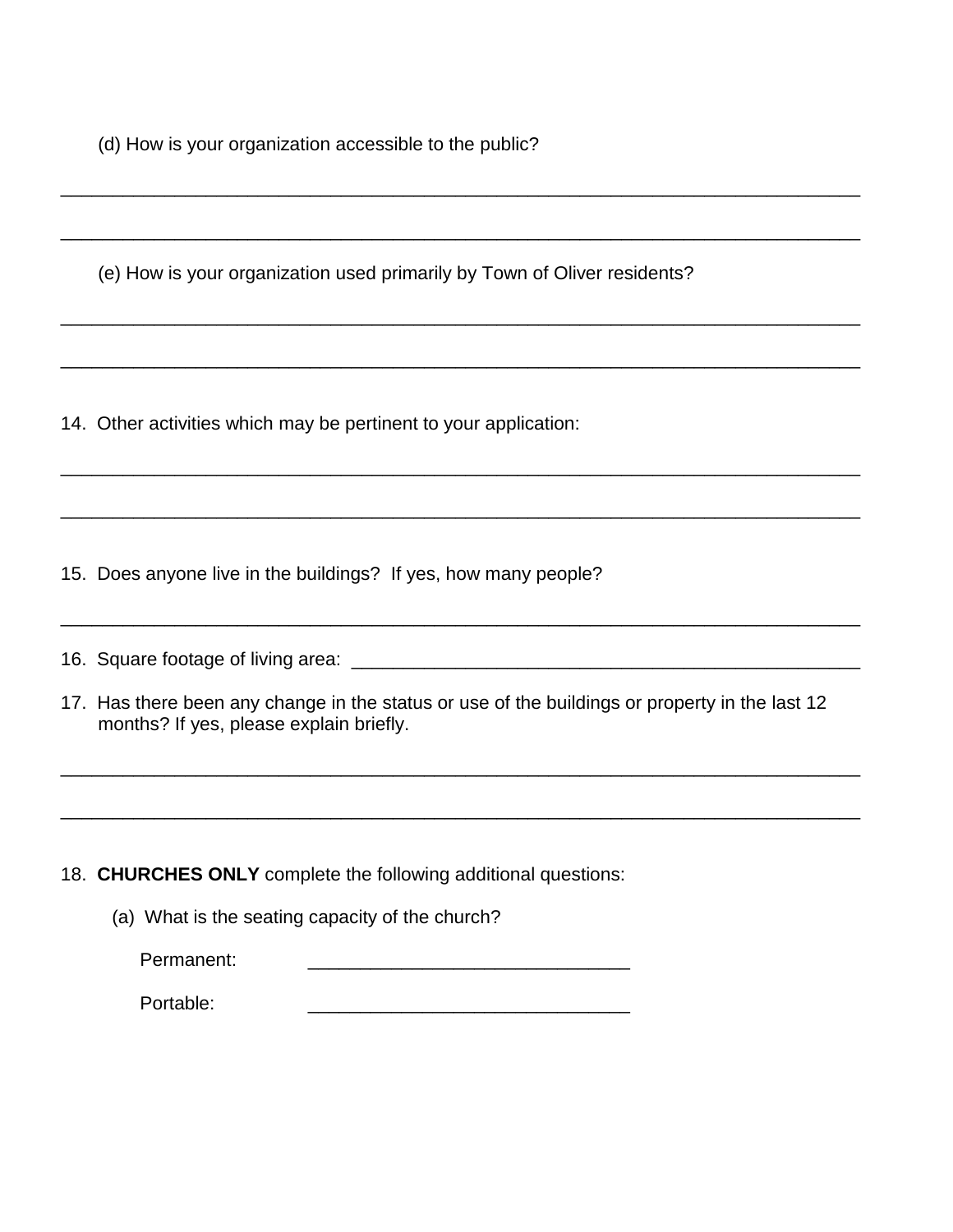(d) How is your organization accessible to the public?

_______________________________________________________________________________

_______________________________________________________________________________

(e) How is your organization used primarily by Town of Oliver residents?

_______________________________________________________________________________

_______________________________________________________________________________

14. Other activities which may be pertinent to your application:

_______________________________________________________________________________

_______________________________________________________________________________

15. Does anyone live in the buildings? If yes, how many people?

_______________________________________________________________________________

16. Square footage of living area: ___________________________________________________

17. Has there been any change in the status or use of the buildings or property in the last 12 months? If yes, please explain briefly.

_______________________________________________________________________________

_______________________________________________________________________________

18. **CHURCHES ONLY** complete the following additional questions:

(a) What is the seating capacity of the church?

Permanent: _______________________________

Portable: _______________________________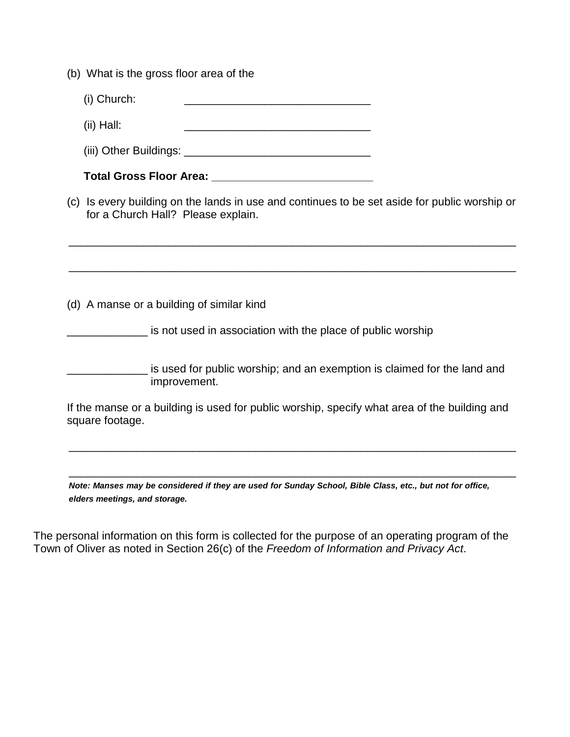(b) What is the gross floor area of the

(i) Church: ______________________________

(ii) Hall: ______________________________

(iii) Other Buildings: ______________________________

**Total Gross Floor Area: _________________________**

(c) Is every building on the lands in use and continues to be set aside for public worship or for a Church Hall? Please explain.

________________________________________________________________________

________________________________________________________________________

(d) A manse or a building of similar kind

_____________ is not used in association with the place of public worship

_____________ is used for public worship; and an exemption is claimed for the land and improvement.

If the manse or a building is used for public worship, specify what area of the building and square footage.

________________________________________________________________________

________________________________________________________________________

***Note: Manses may be considered if they are used for Sunday School, Bible Class, etc., but not for office, elders meetings, and storage.***

The personal information on this form is collected for the purpose of an operating program of the Town of Oliver as noted in Section 26(c) of the *Freedom of Information and Privacy Act*.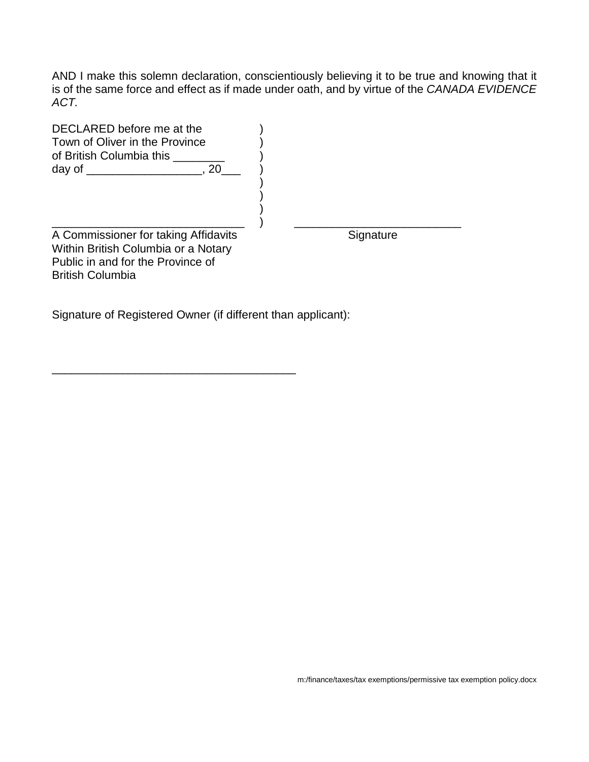AND I make this solemn declaration, conscientiously believing it to be true and knowing that it is of the same force and effect as if made under oath, and by virtue of the *CANADA EVIDENCE ACT.*

DECLARED before me at the )
Town of Oliver in the Province )
of British Columbia this ________ )
day of __________________, 20___ )
)
)
)
______________________________ ) __________________________

A Commissioner for taking Affidavits Within British Columbia or a Notary Public in and for the Province of British Columbia

Signature

Signature of Registered Owner (if different than applicant):

_____________________________________

m:/finance/taxes/tax exemptions/permissive tax exemption policy.docx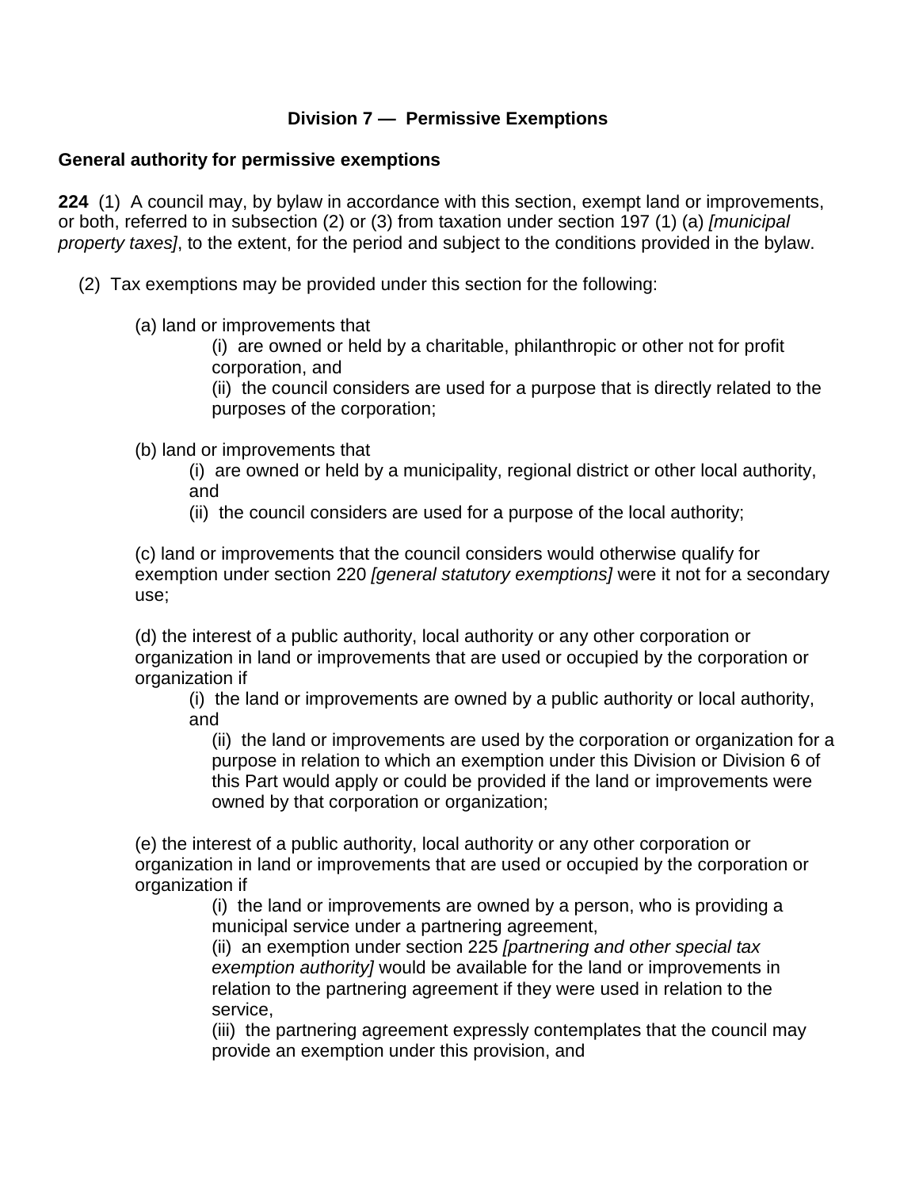### Division 7 — Permissive Exemptions

**General authority for permissive exemptions**

**224** (1) A council may, by bylaw in accordance with this section, exempt land or improvements, or both, referred to in subsection (2) or (3) from taxation under section 197 (1) (a) *[municipal property taxes]*, to the extent, for the period and subject to the conditions provided in the bylaw.

(2) Tax exemptions may be provided under this section for the following:

(a) land or improvements that

(i) are owned or held by a charitable, philanthropic or other not for profit corporation, and

(ii) the council considers are used for a purpose that is directly related to the purposes of the corporation;

(b) land or improvements that

(i) are owned or held by a municipality, regional district or other local authority, and

(ii) the council considers are used for a purpose of the local authority;

(c) land or improvements that the council considers would otherwise qualify for exemption under section 220 *[general statutory exemptions]* were it not for a secondary use;

(d) the interest of a public authority, local authority or any other corporation or organization in land or improvements that are used or occupied by the corporation or organization if

(i) the land or improvements are owned by a public authority or local authority, and

(ii) the land or improvements are used by the corporation or organization for a purpose in relation to which an exemption under this Division or Division 6 of this Part would apply or could be provided if the land or improvements were owned by that corporation or organization;

(e) the interest of a public authority, local authority or any other corporation or organization in land or improvements that are used or occupied by the corporation or organization if

(i) the land or improvements are owned by a person, who is providing a municipal service under a partnering agreement,

(ii) an exemption under section 225 *[partnering and other special tax exemption authority]* would be available for the land or improvements in relation to the partnering agreement if they were used in relation to the service,

(iii) the partnering agreement expressly contemplates that the council may provide an exemption under this provision, and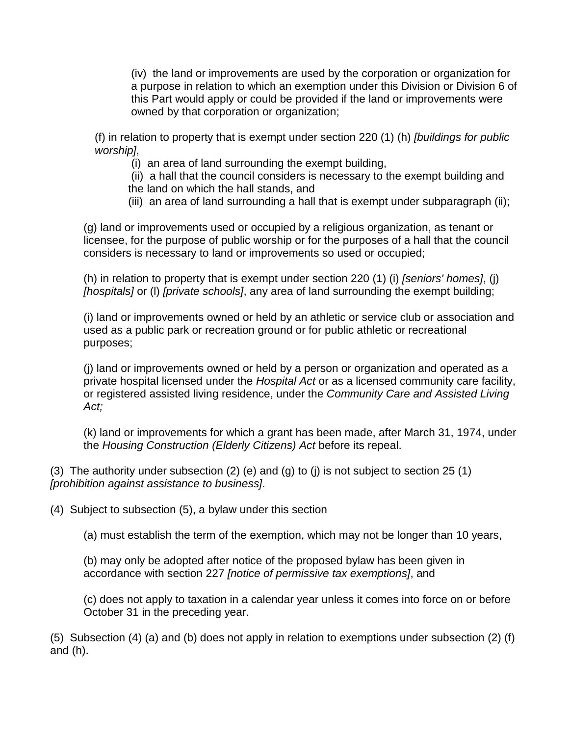(iv) the land or improvements are used by the corporation or organization for a purpose in relation to which an exemption under this Division or Division 6 of this Part would apply or could be provided if the land or improvements were owned by that corporation or organization;

(f) in relation to property that is exempt under section 220 (1) (h) *[buildings for public worship]*,

(i) an area of land surrounding the exempt building,

(ii) a hall that the council considers is necessary to the exempt building and the land on which the hall stands, and

(iii) an area of land surrounding a hall that is exempt under subparagraph (ii);

(g) land or improvements used or occupied by a religious organization, as tenant or licensee, for the purpose of public worship or for the purposes of a hall that the council considers is necessary to land or improvements so used or occupied;

(h) in relation to property that is exempt under section 220 (1) (i) *[seniors' homes]*, (j) *[hospitals]* or (l) *[private schools]*, any area of land surrounding the exempt building;

(i) land or improvements owned or held by an athletic or service club or association and used as a public park or recreation ground or for public athletic or recreational purposes;

(j) land or improvements owned or held by a person or organization and operated as a private hospital licensed under the *Hospital Act* or as a licensed community care facility, or registered assisted living residence, under the *Community Care and Assisted Living Act;*

(k) land or improvements for which a grant has been made, after March 31, 1974, under the *Housing Construction (Elderly Citizens) Act* before its repeal.

(3) The authority under subsection (2) (e) and (g) to (j) is not subject to section 25 (1) *[prohibition against assistance to business]*.

(4) Subject to subsection (5), a bylaw under this section

(a) must establish the term of the exemption, which may not be longer than 10 years,

(b) may only be adopted after notice of the proposed bylaw has been given in accordance with section 227 *[notice of permissive tax exemptions]*, and

(c) does not apply to taxation in a calendar year unless it comes into force on or before October 31 in the preceding year.

(5) Subsection (4) (a) and (b) does not apply in relation to exemptions under subsection (2) (f) and (h).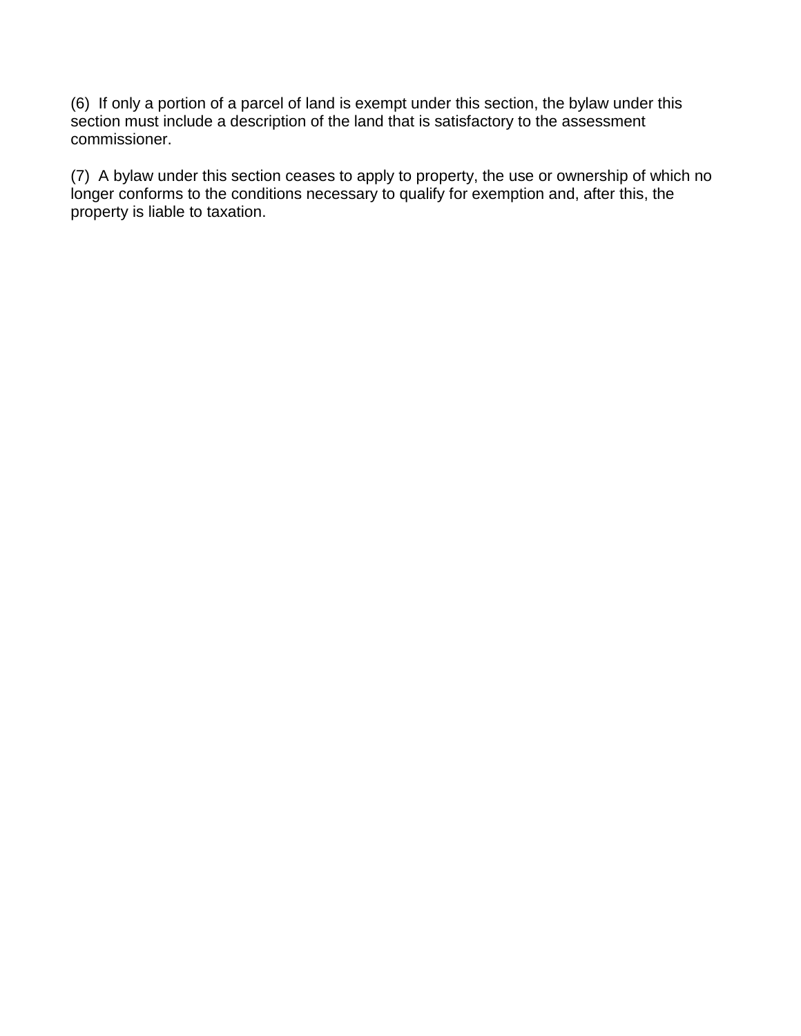(6) If only a portion of a parcel of land is exempt under this section, the bylaw under this section must include a description of the land that is satisfactory to the assessment commissioner.

(7) A bylaw under this section ceases to apply to property, the use or ownership of which no longer conforms to the conditions necessary to qualify for exemption and, after this, the property is liable to taxation.